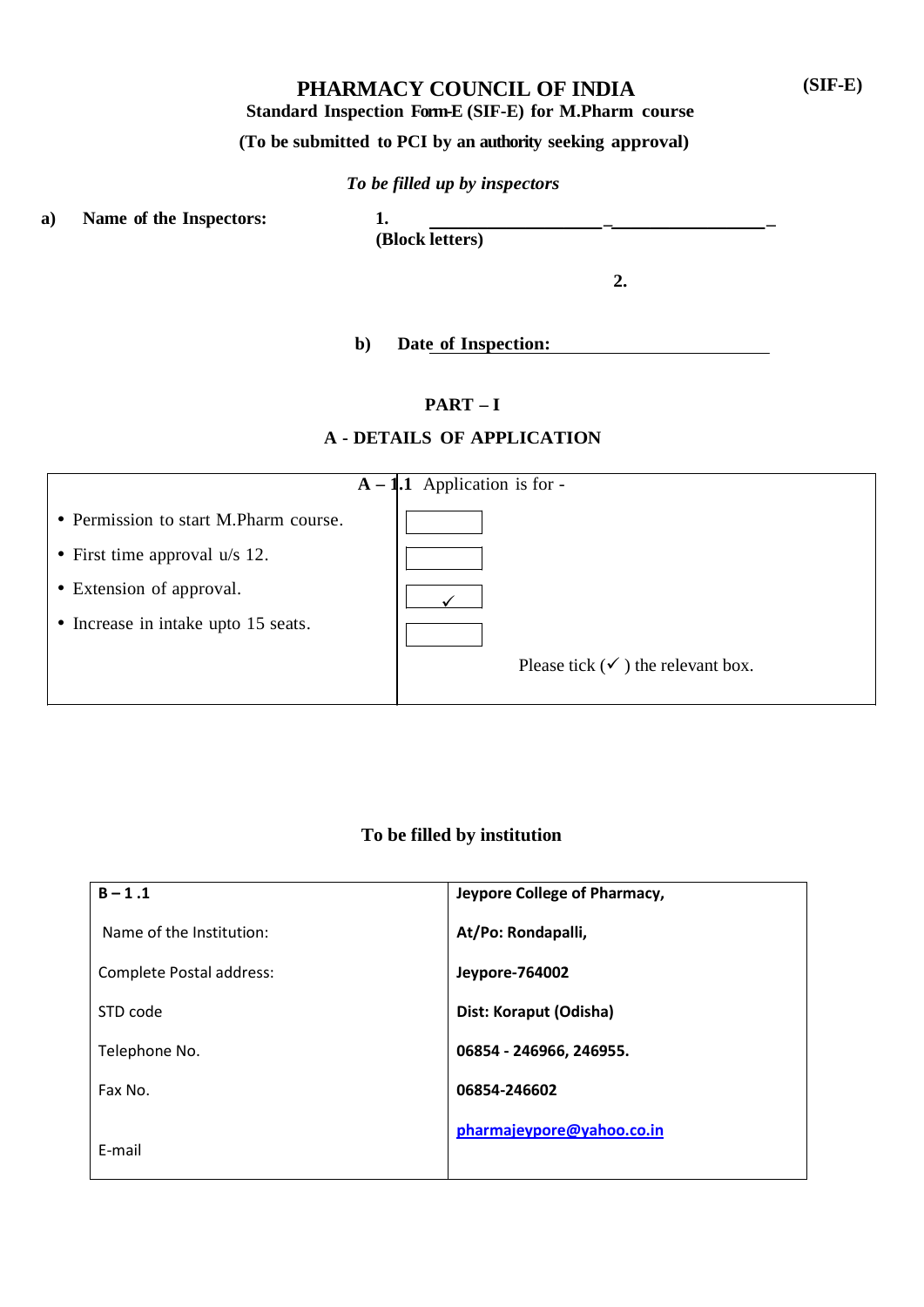**(SIF-E)**

# PHARMACY COUNCIL OF INDIA

**Standard Inspection Form-E (SIF-E) for M.Pharm course**

**(To be submitted to PCI by an authority seeking approval)**

*To be filled up by inspectors*

**a) Name of the Inspectors:** 1. ____________________ ____________________
**(Block letters)**

2.

**b) Date of Inspection:** ____________________________

## PART – I

## A - DETAILS OF APPLICATION

| **A – 1.1** Application is for - | |
|---|---|
| • Permission to start M.Pharm course. | ☐ |
| • First time approval u/s 12. | ☐ |
| • Extension of approval. | ✓ |
| • Increase in intake upto 15 seats. | ☐ |
| | Please tick (✓ ) the relevant box. |

**To be filled by institution**

| **B – 1 .1** | **Jeypore College of Pharmacy,** |
|---|---|
| Name of the Institution: | **At/Po: Rondapalli,** |
| Complete Postal address: | **Jeypore-764002** |
| STD code | **Dist: Koraput (Odisha)** |
| Telephone No. | **06854 - 246966, 246955.** |
| Fax No. | **06854-246602** |
| E-mail | **pharmajeypore@yahoo.co.in** |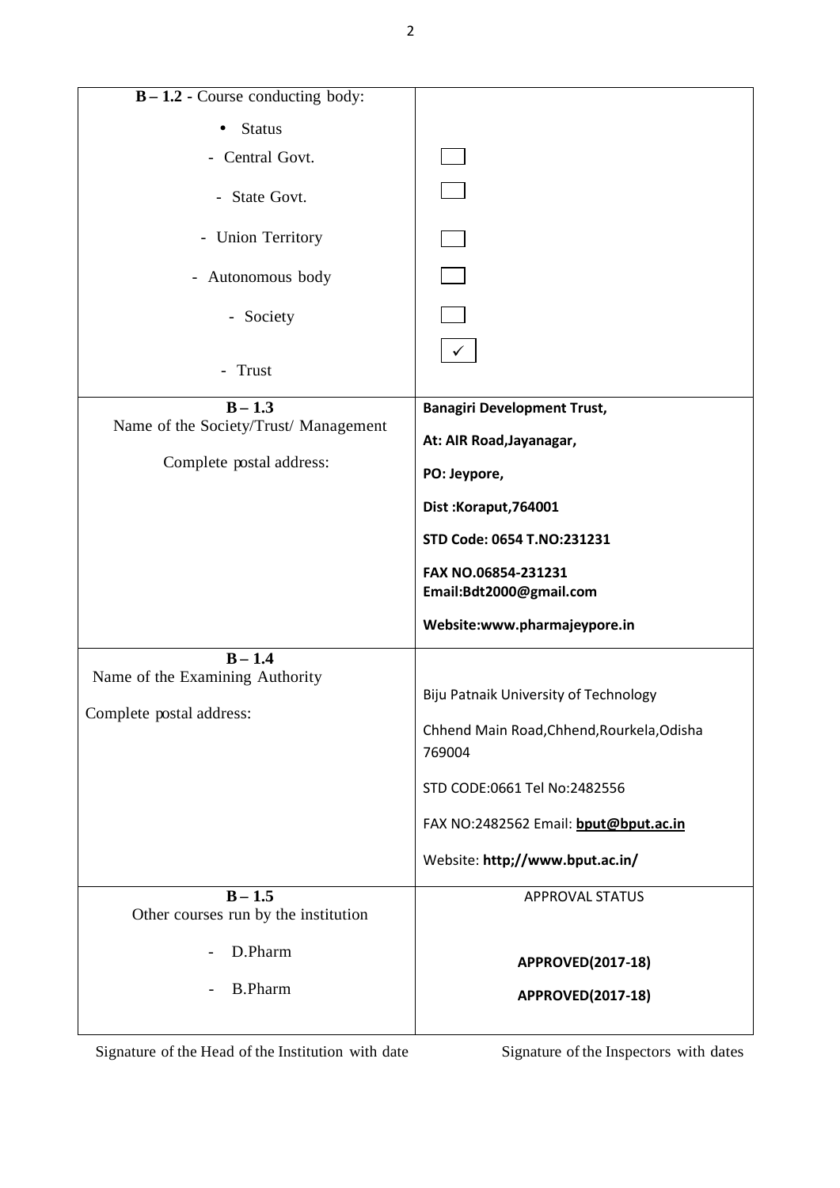| **B – 1.2** - Course conducting body: | |
| --- | --- |
| • Status | |
| - Central Govt. | ☐ |
| - State Govt. | ☐ |
| - Union Territory | ☐ |
| - Autonomous body | ☐ |
| - Society | ☐ |
| - Trust | ✓ |
| **B – 1.3**<br>Name of the Society/Trust/ Management<br><br>Complete postal address: | **Banagiri Development Trust,**<br>**At: AIR Road,Jayanagar,**<br>**PO: Jeypore,**<br>**Dist :Koraput,764001**<br>**STD Code: 0654 T.NO:231231**<br>**FAX NO.06854-231231**<br>**Email:Bdt2000@gmail.com**<br>**Website:www.pharmajeypore.in** |
| **B – 1.4**<br>Name of the Examining Authority<br><br>Complete postal address: | Biju Patnaik University of Technology<br>Chhend Main Road,Chhend,Rourkela,Odisha 769004<br>STD CODE:0661 Tel No:2482556<br>FAX NO:2482562 Email: **bput@bput.ac.in**<br>Website: **http;//www.bput.ac.in/** |
| **B – 1.5**<br>Other courses run by the institution | APPROVAL STATUS |
| - D.Pharm | **APPROVED(2017-18)** |
| - B.Pharm | **APPROVED(2017-18)** |

Signature of the Head of the Institution with date

Signature of the Inspectors with dates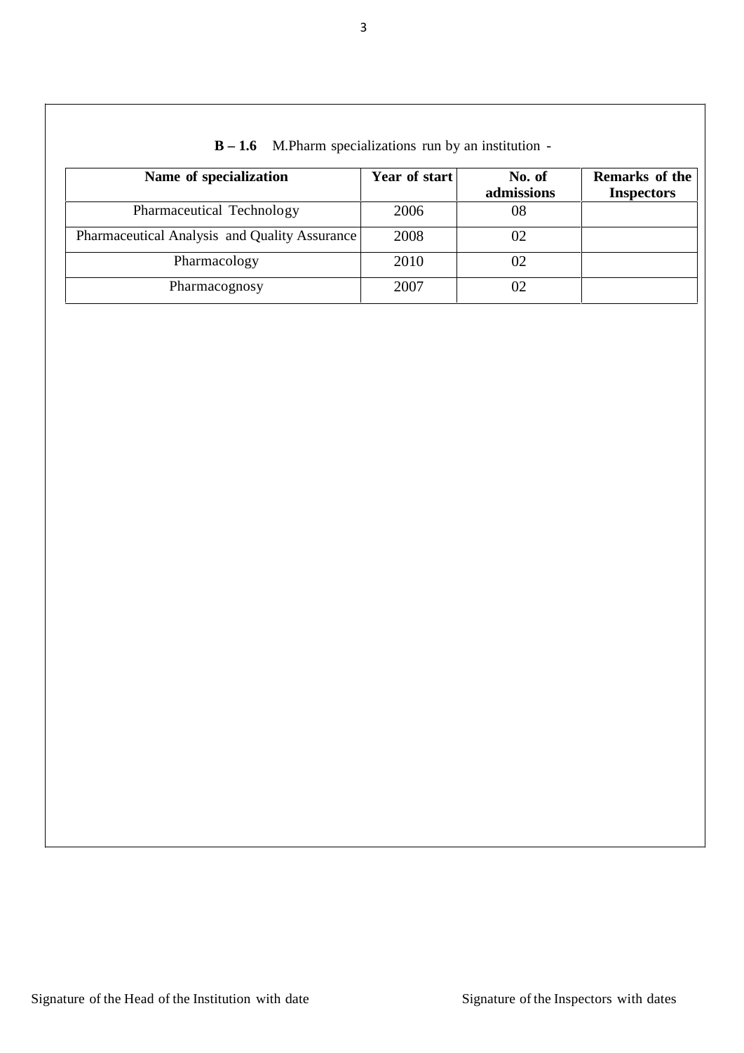**B – 1.6** M.Pharm specializations run by an institution -

| Name of specialization | Year of start | No. of admissions | Remarks of the Inspectors |
|---|---|---|---|
| Pharmaceutical Technology | 2006 | 08 | |
| Pharmaceutical Analysis and Quality Assurance | 2008 | 02 | |
| Pharmacology | 2010 | 02 | |
| Pharmacognosy | 2007 | 02 | |

Signature of the Head of the Institution with date

Signature of the Inspectors with dates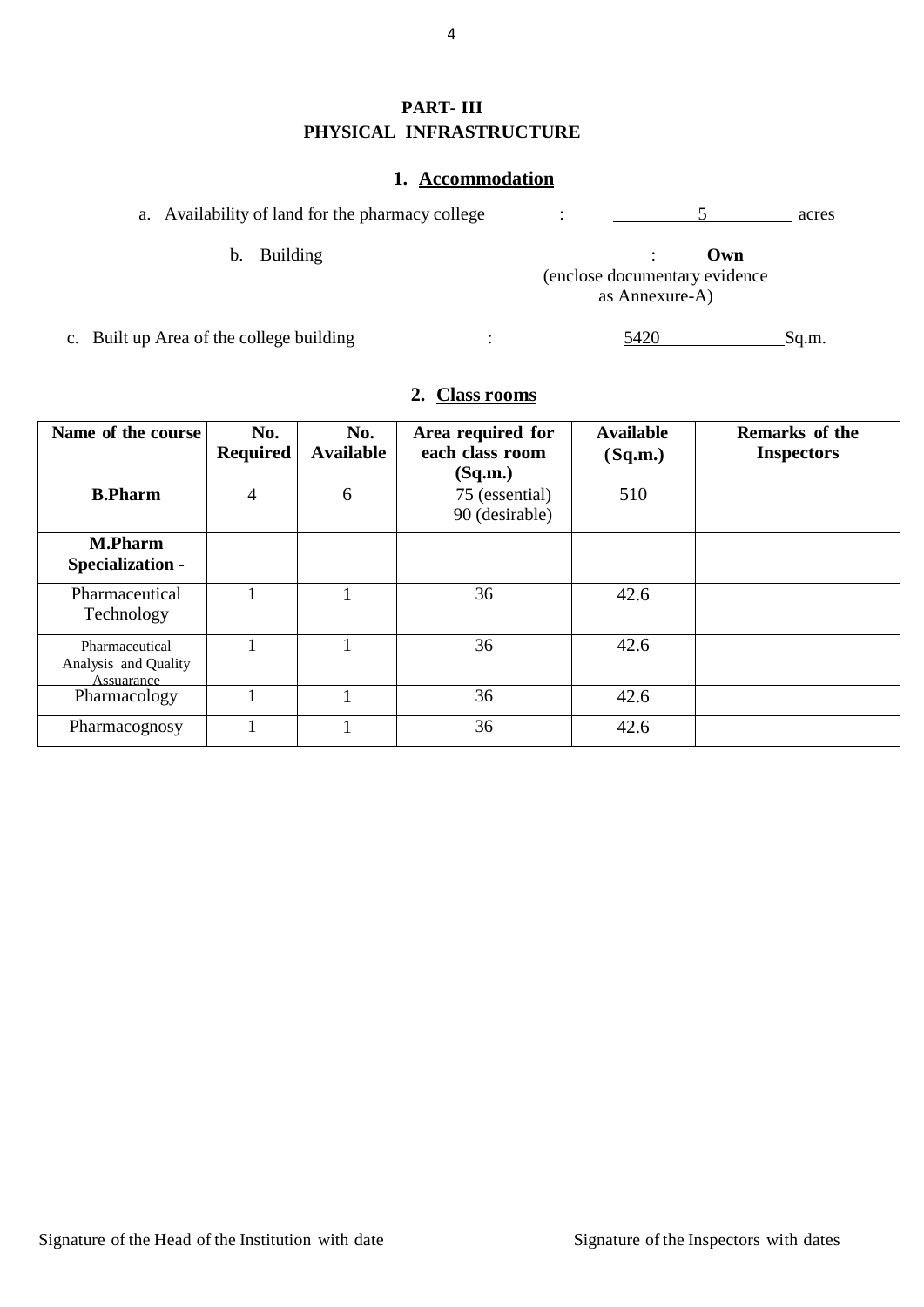# PART- III
## PHYSICAL INFRASTRUCTURE

### 1. Accommodation

a. Availability of land for the pharmacy college : 5 acres

b. Building : **Own** (enclose documentary evidence as Annexure-A)

c. Built up Area of the college building : 5420 Sq.m.

### 2. Class rooms

| Name of the course | No. Required | No. Available | Area required for each class room (Sq.m.) | Available (Sq.m.) | Remarks of the Inspectors |
|---|---|---|---|---|---|
| **B.Pharm** | 4 | 6 | 75 (essential) 90 (desirable) | 510 | |
| **M.Pharm Specialization -** | | | | | |
| Pharmaceutical Technology | 1 | 1 | 36 | 42.6 | |
| Pharmaceutical Analysis and Quality Assuarance | 1 | 1 | 36 | 42.6 | |
| Pharmacology | 1 | 1 | 36 | 42.6 | |
| Pharmacognosy | 1 | 1 | 36 | 42.6 | |

Signature of the Head of the Institution with date

Signature of the Inspectors with dates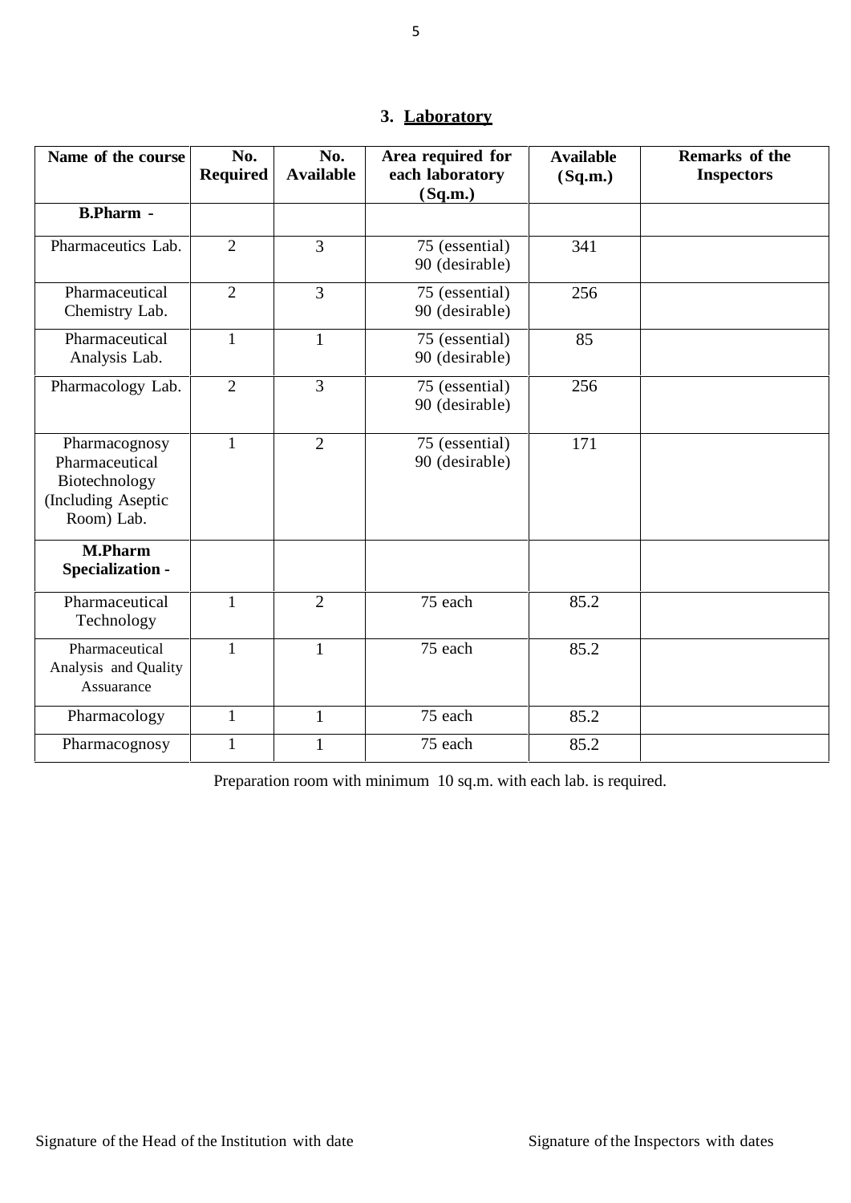## 3. Laboratory

| Name of the course | No. Required | No. Available | Area required for each laboratory (Sq.m.) | Available (Sq.m.) | Remarks of the Inspectors |
|---|---|---|---|---|---|
| **B.Pharm -** | | | | | |
| Pharmaceutics Lab. | 2 | 3 | 75 (essential) 90 (desirable) | 341 | |
| Pharmaceutical Chemistry Lab. | 2 | 3 | 75 (essential) 90 (desirable) | 256 | |
| Pharmaceutical Analysis Lab. | 1 | 1 | 75 (essential) 90 (desirable) | 85 | |
| Pharmacology Lab. | 2 | 3 | 75 (essential) 90 (desirable) | 256 | |
| Pharmacognosy Pharmaceutical Biotechnology (Including Aseptic Room) Lab. | 1 | 2 | 75 (essential) 90 (desirable) | 171 | |
| **M.Pharm Specialization -** | | | | | |
| Pharmaceutical Technology | 1 | 2 | 75 each | 85.2 | |
| Pharmaceutical Analysis and Quality Assuarance | 1 | 1 | 75 each | 85.2 | |
| Pharmacology | 1 | 1 | 75 each | 85.2 | |
| Pharmacognosy | 1 | 1 | 75 each | 85.2 | |

Preparation room with minimum 10 sq.m. with each lab. is required.

Signature of the Head of the Institution with date

Signature of the Inspectors with dates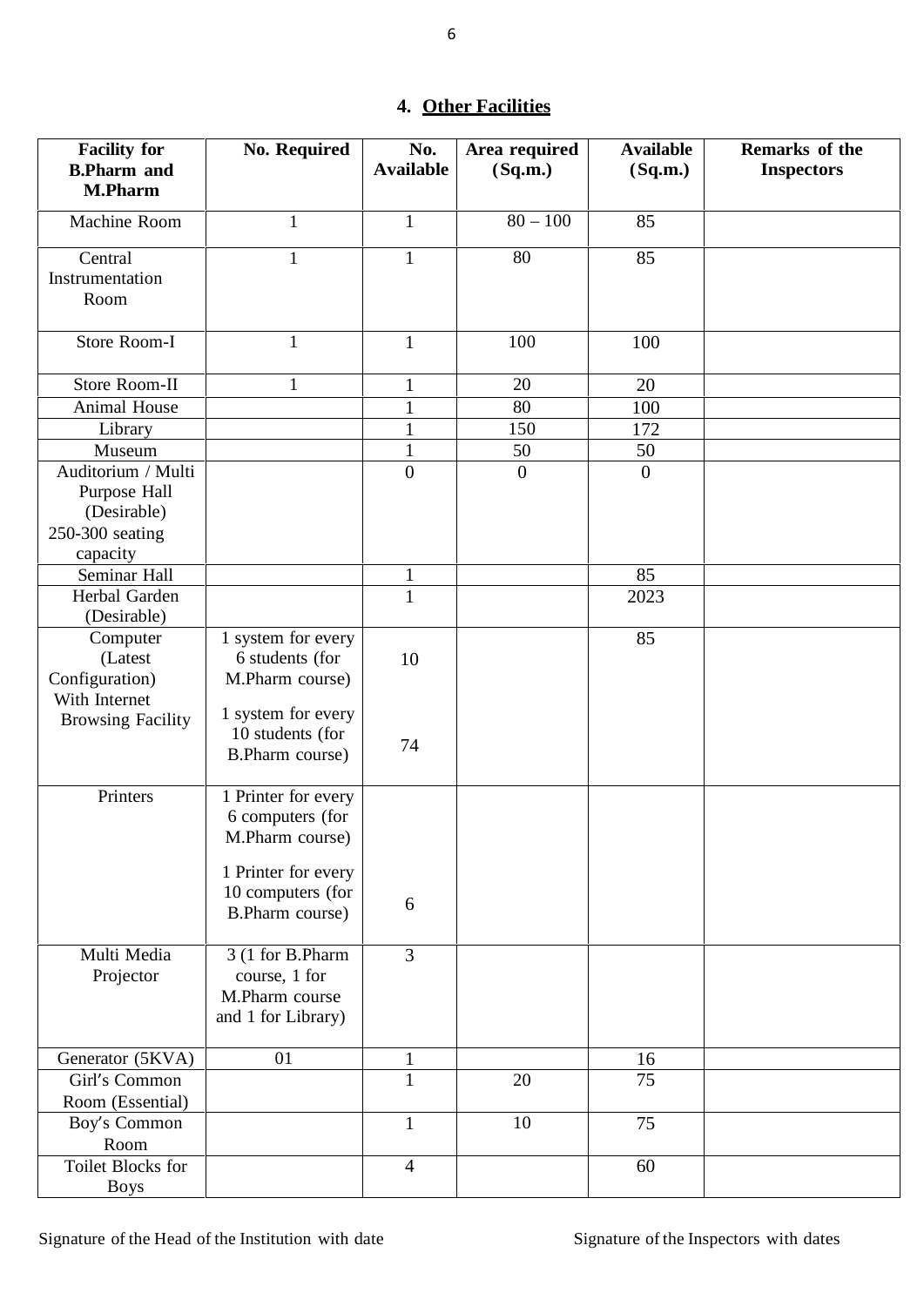## 4. Other Facilities

| Facility for B.Pharm and M.Pharm | No. Required | No. Available | Area required (Sq.m.) | Available (Sq.m.) | Remarks of the Inspectors |
|---|---|---|---|---|---|
| Machine Room | 1 | 1 | 80 – 100 | 85 | |
| Central Instrumentation Room | 1 | 1 | 80 | 85 | |
| Store Room-I | 1 | 1 | 100 | 100 | |
| Store Room-II | 1 | 1 | 20 | 20 | |
| Animal House | | 1 | 80 | 100 | |
| Library | | 1 | 150 | 172 | |
| Museum | | 1 | 50 | 50 | |
| Auditorium / Multi Purpose Hall (Desirable) 250-300 seating capacity | | 0 | 0 | 0 | |
| Seminar Hall | | 1 | | 85 | |
| Herbal Garden (Desirable) | | 1 | | 2023 | |
| Computer (Latest Configuration) With Internet Browsing Facility | 1 system for every 6 students (for M.Pharm course)<br>1 system for every 10 students (for B.Pharm course) | 10<br>74 | | 85 | |
| Printers | 1 Printer for every 6 computers (for M.Pharm course)<br>1 Printer for every 10 computers (for B.Pharm course) | 6 | | | |
| Multi Media Projector | 3 (1 for B.Pharm course, 1 for M.Pharm course and 1 for Library) | 3 | | | |
| Generator (5KVA) | 01 | 1 | | 16 | |
| Girl's Common Room (Essential) | | 1 | 20 | 75 | |
| Boy's Common Room | | 1 | 10 | 75 | |
| Toilet Blocks for Boys | | 4 | | 60 | |

Signature of the Head of the Institution with date

Signature of the Inspectors with dates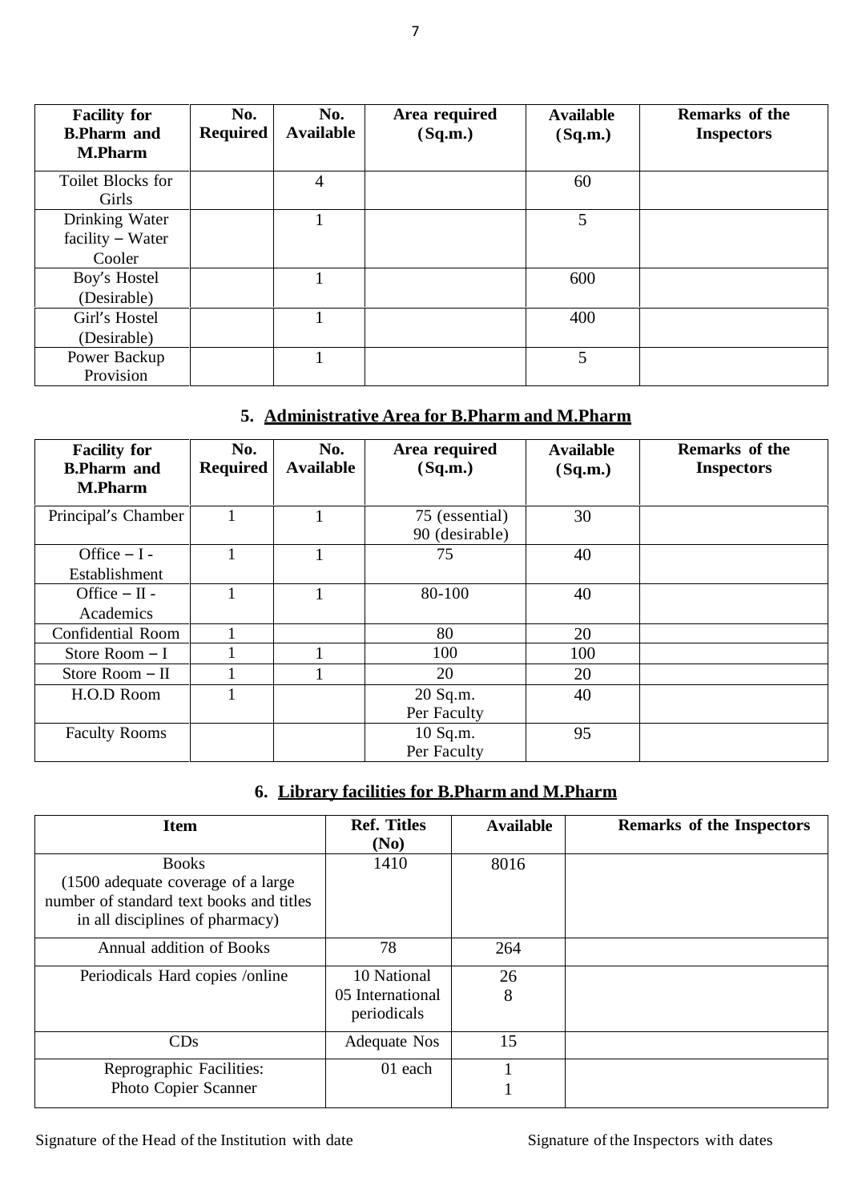| Facility for B.Pharm and M.Pharm | No. Required | No. Available | Area required (Sq.m.) | Available (Sq.m.) | Remarks of the Inspectors |
|---|---|---|---|---|---|
| Toilet Blocks for Girls | | 4 | | 60 | |
| Drinking Water facility – Water Cooler | | 1 | | 5 | |
| Boy's Hostel (Desirable) | | 1 | | 600 | |
| Girl's Hostel (Desirable) | | 1 | | 400 | |
| Power Backup Provision | | 1 | | 5 | |

## 5. Administrative Area for B.Pharm and M.Pharm

| Facility for B.Pharm and M.Pharm | No. Required | No. Available | Area required (Sq.m.) | Available (Sq.m.) | Remarks of the Inspectors |
|---|---|---|---|---|---|
| Principal's Chamber | 1 | 1 | 75 (essential) 90 (desirable) | 30 | |
| Office – I - Establishment | 1 | 1 | 75 | 40 | |
| Office – II - Academics | 1 | 1 | 80-100 | 40 | |
| Confidential Room | 1 | | 80 | 20 | |
| Store Room – I | 1 | 1 | 100 | 100 | |
| Store Room – II | 1 | 1 | 20 | 20 | |
| H.O.D Room | 1 | | 20 Sq.m. Per Faculty | 40 | |
| Faculty Rooms | | | 10 Sq.m. Per Faculty | 95 | |

## 6. Library facilities for B.Pharm and M.Pharm

| Item | Ref. Titles (No) | Available | Remarks of the Inspectors |
|---|---|---|---|
| Books (1500 adequate coverage of a large number of standard text books and titles in all disciplines of pharmacy) | 1410 | 8016 | |
| Annual addition of Books | 78 | 264 | |
| Periodicals Hard copies /online | 10 National 05 International periodicals | 26 8 | |
| CDs | Adequate Nos | 15 | |
| Reprographic Facilities: Photo Copier Scanner | 01 each | 1 1 | |

Signature of the Head of the Institution with date

Signature of the Inspectors with dates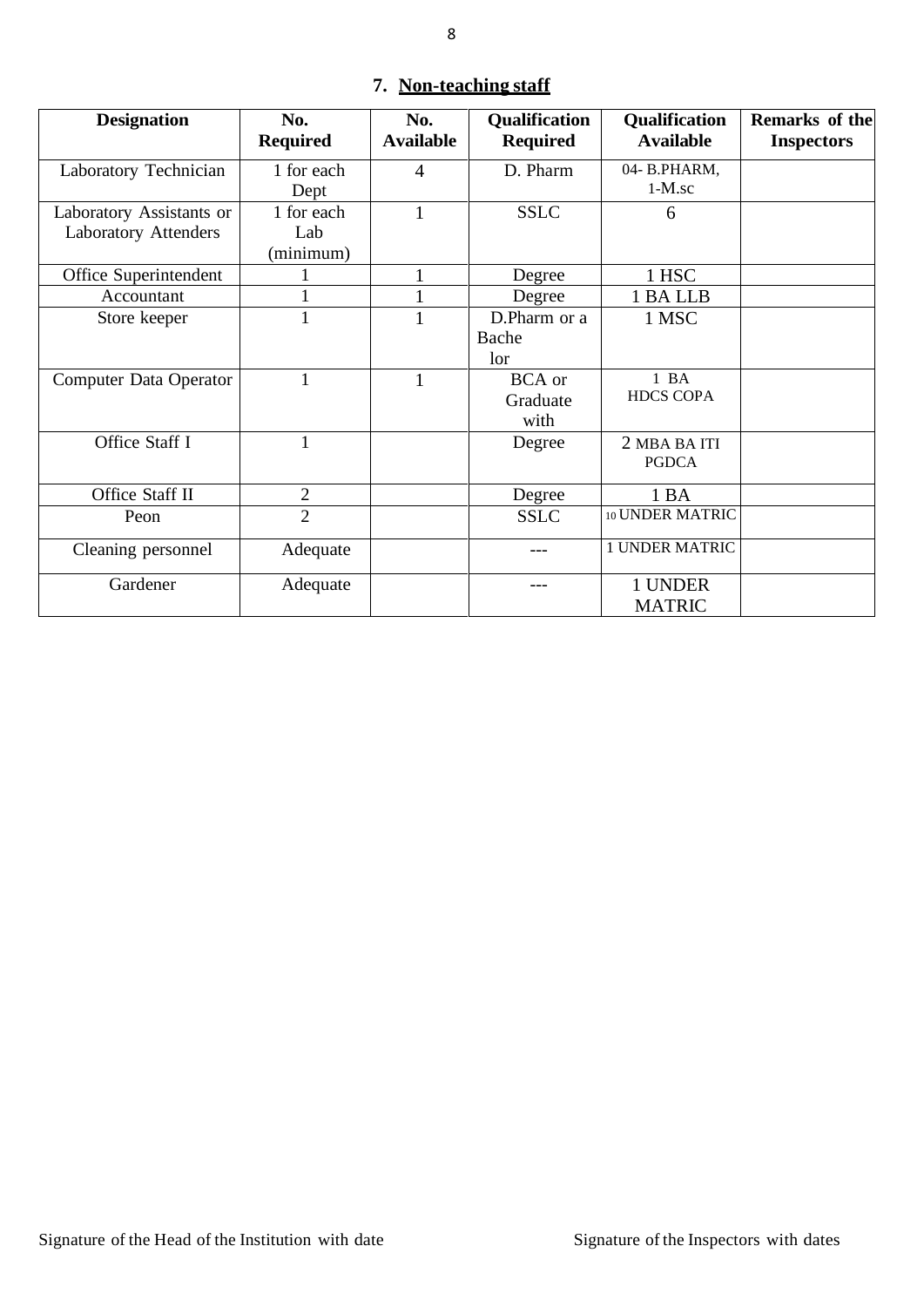## 7. Non-teaching staff

| Designation | No. Required | No. Available | Qualification Required | Qualification Available | Remarks of the Inspectors |
|---|---|---|---|---|---|
| Laboratory Technician | 1 for each Dept | 4 | D. Pharm | 04- B.PHARM, 1-M.sc | |
| Laboratory Assistants or Laboratory Attenders | 1 for each Lab (minimum) | 1 | SSLC | 6 | |
| Office Superintendent | 1 | 1 | Degree | 1 HSC | |
| Accountant | 1 | 1 | Degree | 1 BA LLB | |
| Store keeper | 1 | 1 | D.Pharm or a Bache lor | 1 MSC | |
| Computer Data Operator | 1 | 1 | BCA or Graduate with | 1 BA HDCS COPA | |
| Office Staff I | 1 | | Degree | 2 MBA BA ITI PGDCA | |
| Office Staff II | 2 | | Degree | 1 BA | |
| Peon | 2 | | SSLC | 10 UNDER MATRIC | |
| Cleaning personnel | Adequate | | --- | 1 UNDER MATRIC | |
| Gardener | Adequate | | --- | 1 UNDER MATRIC | |

Signature of the Head of the Institution with date

Signature of the Inspectors with dates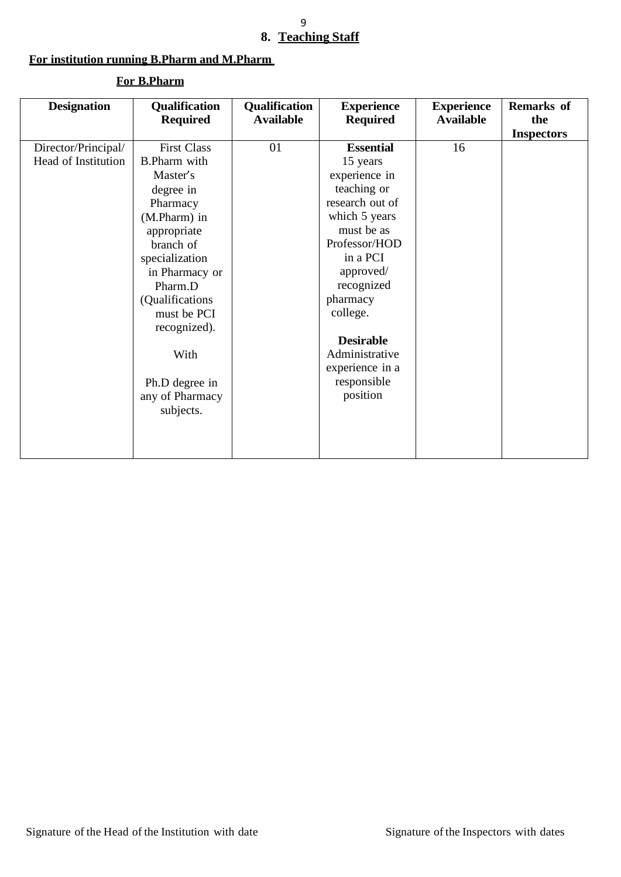## 8. Teaching Staff

**For institution running B.Pharm and M.Pharm**

**For B.Pharm**

| Designation | Qualification Required | Qualification Available | Experience Required | Experience Available | Remarks of the Inspectors |
|---|---|---|---|---|---|
| Director/Principal/ Head of Institution | First Class B.Pharm with Master's degree in Pharmacy (M.Pharm) in appropriate branch of specialization in Pharmacy or Pharm.D (Qualifications must be PCI recognized). With Ph.D degree in any of Pharmacy subjects. | 01 | **Essential** 15 years experience in teaching or research out of which 5 years must be as Professor/HOD in a PCI approved/ recognized pharmacy college. **Desirable** Administrative experience in a responsible position | 16 | |

Signature of the Head of the Institution with date

Signature of the Inspectors with dates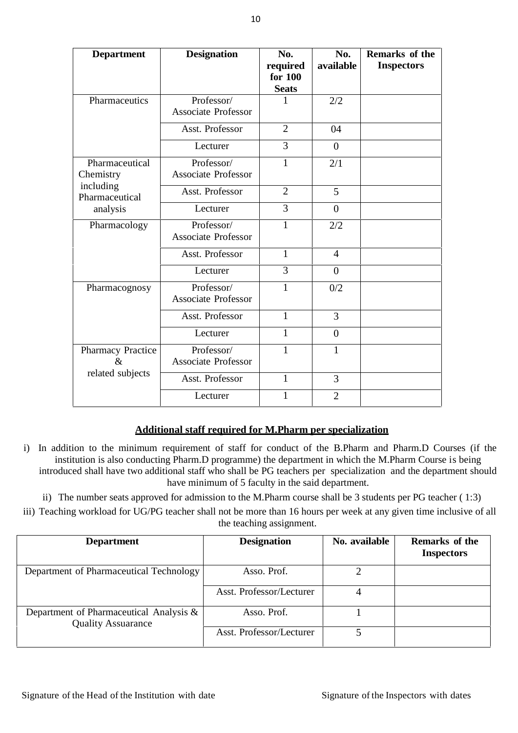| Department | Designation | No. required for 100 Seats | No. available | Remarks of the Inspectors |
|---|---|---|---|---|
| Pharmaceutics | Professor/ Associate Professor | 1 | 2/2 | |
| | Asst. Professor | 2 | 04 | |
| | Lecturer | 3 | 0 | |
| Pharmaceutical Chemistry including Pharmaceutical analysis | Professor/ Associate Professor | 1 | 2/1 | |
| | Asst. Professor | 2 | 5 | |
| | Lecturer | 3 | 0 | |
| Pharmacology | Professor/ Associate Professor | 1 | 2/2 | |
| | Asst. Professor | 1 | 4 | |
| | Lecturer | 3 | 0 | |
| Pharmacognosy | Professor/ Associate Professor | 1 | 0/2 | |
| | Asst. Professor | 1 | 3 | |
| | Lecturer | 1 | 0 | |
| Pharmacy Practice & related subjects | Professor/ Associate Professor | 1 | 1 | |
| | Asst. Professor | 1 | 3 | |
| | Lecturer | 1 | 2 | |

**Additional staff required for M.Pharm per specialization**

i) In addition to the minimum requirement of staff for conduct of the B.Pharm and Pharm.D Courses (if the institution is also conducting Pharm.D programme) the department in which the M.Pharm Course is being introduced shall have two additional staff who shall be PG teachers per specialization and the department should have minimum of 5 faculty in the said department.

ii) The number seats approved for admission to the M.Pharm course shall be 3 students per PG teacher ( 1:3)

iii) Teaching workload for UG/PG teacher shall not be more than 16 hours per week at any given time inclusive of all the teaching assignment.

| Department | Designation | No. available | Remarks of the Inspectors |
|---|---|---|---|
| Department of Pharmaceutical Technology | Asso. Prof. | 2 | |
| | Asst. Professor/Lecturer | 4 | |
| Department of Pharmaceutical Analysis & Quality Assuarance | Asso. Prof. | 1 | |
| | Asst. Professor/Lecturer | 5 | |

Signature of the Head of the Institution with date

Signature of the Inspectors with dates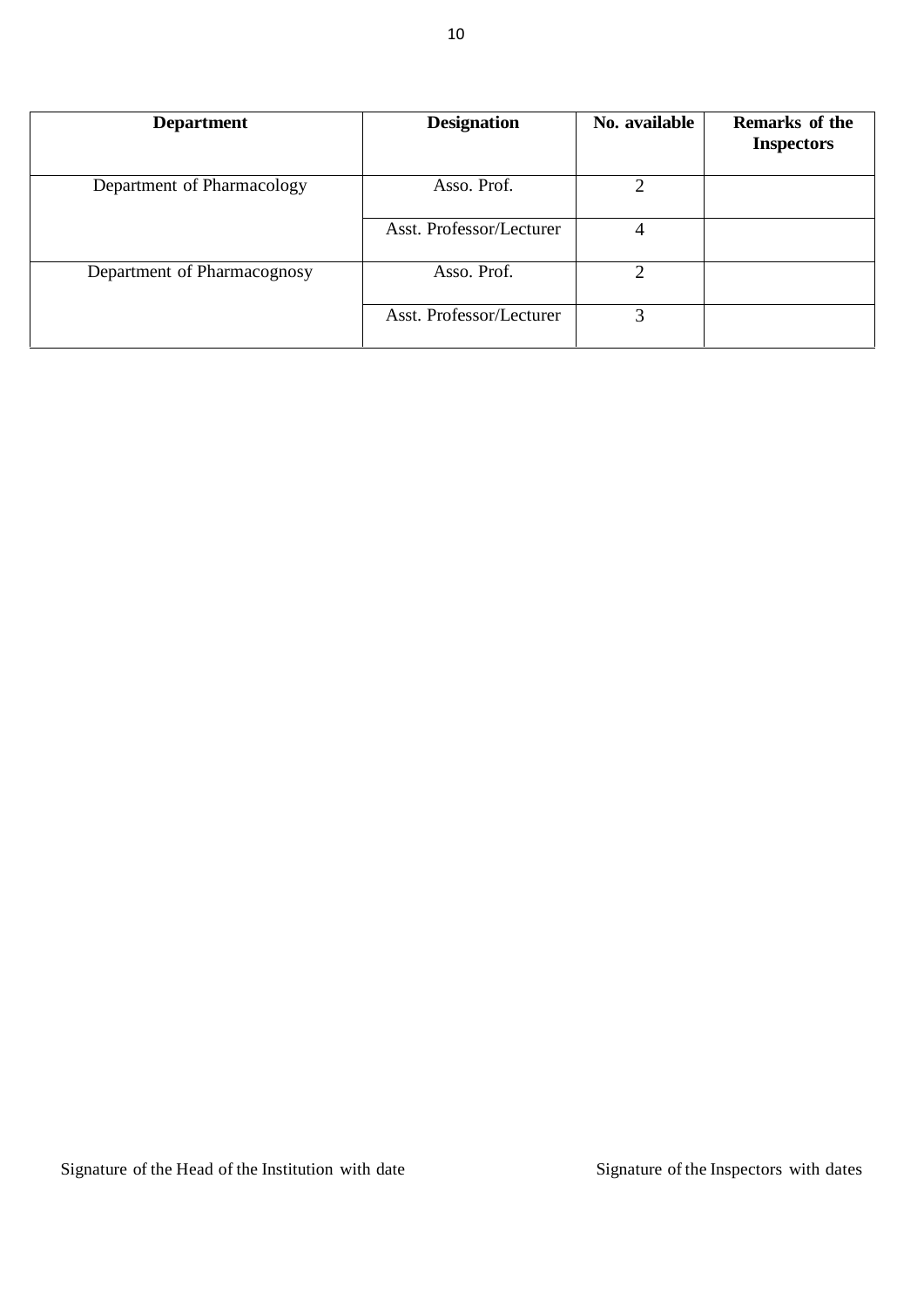| Department | Designation | No. available | Remarks of the Inspectors |
|---|---|---|---|
| Department of Pharmacology | Asso. Prof. | 2 | |
| | Asst. Professor/Lecturer | 4 | |
| Department of Pharmacognosy | Asso. Prof. | 2 | |
| | Asst. Professor/Lecturer | 3 | |

Signature of the Head of the Institution with date

Signature of the Inspectors with dates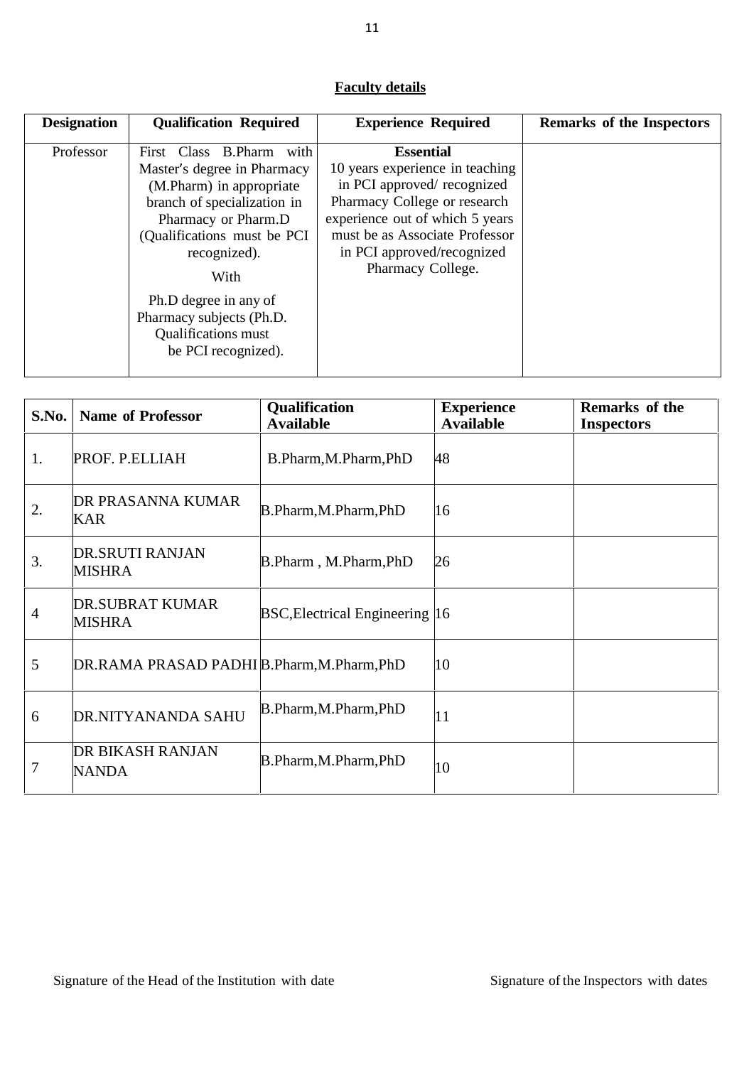## Faculty details

| Designation | Qualification Required | Experience Required | Remarks of the Inspectors |
|---|---|---|---|
| Professor | First Class B.Pharm with Master's degree in Pharmacy (M.Pharm) in appropriate branch of specialization in Pharmacy or Pharm.D (Qualifications must be PCI recognized).<br>With<br>Ph.D degree in any of Pharmacy subjects (Ph.D. Qualifications must be PCI recognized). | **Essential**<br>10 years experience in teaching in PCI approved/ recognized Pharmacy College or research experience out of which 5 years must be as Associate Professor in PCI approved/recognized Pharmacy College. | |

| S.No. | Name of Professor | Qualification Available | Experience Available | Remarks of the Inspectors |
|---|---|---|---|---|
| 1. | PROF. P.ELLIAH | B.Pharm,M.Pharm,PhD | 48 | |
| 2. | DR PRASANNA KUMAR KAR | B.Pharm,M.Pharm,PhD | 16 | |
| 3. | DR.SRUTI RANJAN MISHRA | B.Pharm , M.Pharm,PhD | 26 | |
| 4 | DR.SUBRAT KUMAR MISHRA | BSC,Electrical Engineering | 16 | |
| 5 | DR.RAMA PRASAD PADHI | B.Pharm,M.Pharm,PhD | 10 | |
| 6 | DR.NITYANANDA SAHU | B.Pharm,M.Pharm,PhD | 11 | |
| 7 | DR BIKASH RANJAN NANDA | B.Pharm,M.Pharm,PhD | 10 | |

Signature of the Head of the Institution with date

Signature of the Inspectors with dates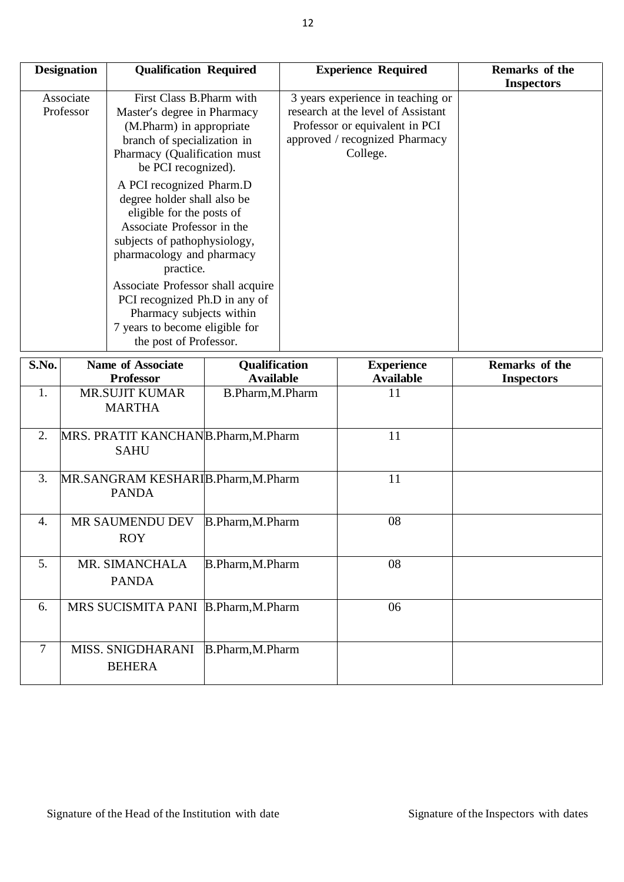| Designation | Qualification Required | Experience Required | Remarks of the Inspectors |
|---|---|---|---|
| Associate Professor | First Class B.Pharm with Master's degree in Pharmacy (M.Pharm) in appropriate branch of specialization in Pharmacy (Qualification must be PCI recognized).<br><br>A PCI recognized Pharm.D degree holder shall also be eligible for the posts of Associate Professor in the subjects of pathophysiology, pharmacology and pharmacy practice.<br><br>Associate Professor shall acquire PCI recognized Ph.D in any of Pharmacy subjects within 7 years to become eligible for the post of Professor. | 3 years experience in teaching or research at the level of Assistant Professor or equivalent in PCI approved / recognized Pharmacy College. | |

| S.No. | Name of Associate Professor | Qualification Available | Experience Available | Remarks of the Inspectors |
|---|---|---|---|---|
| 1. | MR.SUJIT KUMAR MARTHA | B.Pharm,M.Pharm | 11 | |
| 2. | MRS. PRATIT KANCHAN SAHU | B.Pharm,M.Pharm | 11 | |
| 3. | MR.SANGRAM KESHARI PANDA | B.Pharm,M.Pharm | 11 | |
| 4. | MR SAUMENDU DEV ROY | B.Pharm,M.Pharm | 08 | |
| 5. | MR. SIMANCHALA PANDA | B.Pharm,M.Pharm | 08 | |
| 6. | MRS SUCISMITA PANI | B.Pharm,M.Pharm | 06 | |
| 7 | MISS. SNIGDHARANI BEHERA | B.Pharm,M.Pharm | | |

Signature of the Head of the Institution with date

Signature of the Inspectors with dates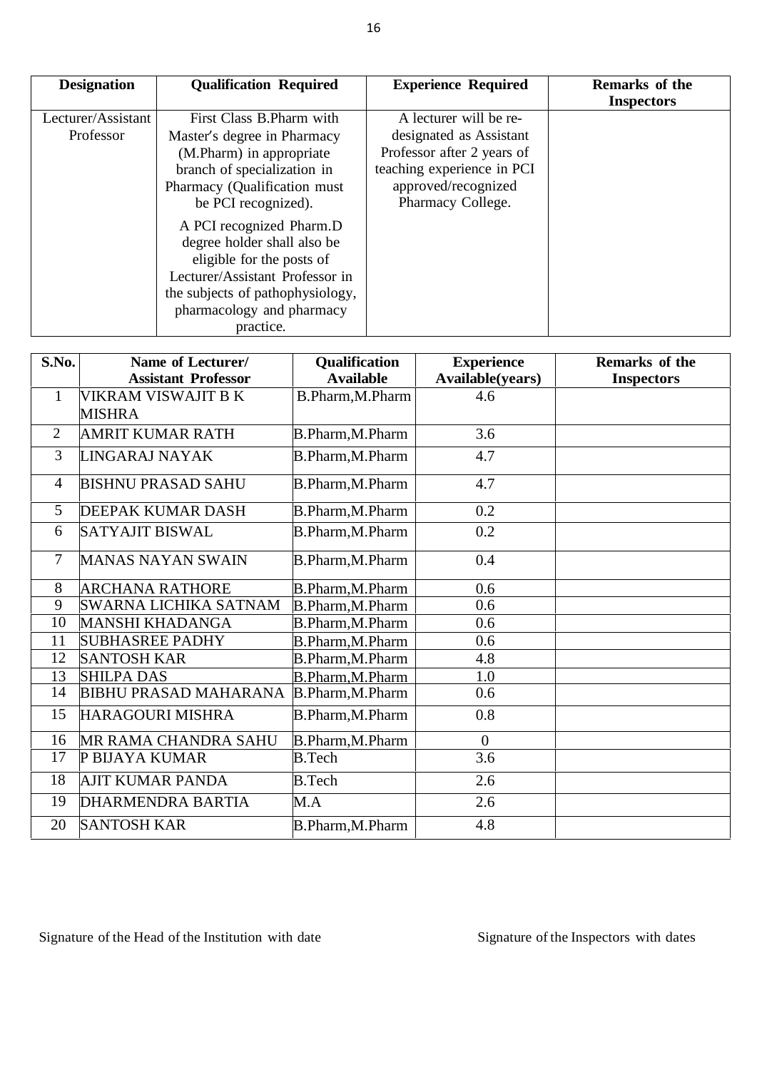| Designation | Qualification Required | Experience Required | Remarks of the Inspectors |
|---|---|---|---|
| Lecturer/Assistant Professor | First Class B.Pharm with Master's degree in Pharmacy (M.Pharm) in appropriate branch of specialization in Pharmacy (Qualification must be PCI recognized).<br><br>A PCI recognized Pharm.D degree holder shall also be eligible for the posts of Lecturer/Assistant Professor in the subjects of pathophysiology, pharmacology and pharmacy practice. | A lecturer will be re-designated as Assistant Professor after 2 years of teaching experience in PCI approved/recognized Pharmacy College. | |

| S.No. | Name of Lecturer/ Assistant Professor | Qualification Available | Experience Available(years) | Remarks of the Inspectors |
|---|---|---|---|---|
| 1 | VIKRAM VISWAJIT B K MISHRA | B.Pharm,M.Pharm | 4.6 | |
| 2 | AMRIT KUMAR RATH | B.Pharm,M.Pharm | 3.6 | |
| 3 | LINGARAJ NAYAK | B.Pharm,M.Pharm | 4.7 | |
| 4 | BISHNU PRASAD SAHU | B.Pharm,M.Pharm | 4.7 | |
| 5 | DEEPAK KUMAR DASH | B.Pharm,M.Pharm | 0.2 | |
| 6 | SATYAJIT BISWAL | B.Pharm,M.Pharm | 0.2 | |
| 7 | MANAS NAYAN SWAIN | B.Pharm,M.Pharm | 0.4 | |
| 8 | ARCHANA RATHORE | B.Pharm,M.Pharm | 0.6 | |
| 9 | SWARNA LICHIKA SATNAM | B.Pharm,M.Pharm | 0.6 | |
| 10 | MANSHI KHADANGA | B.Pharm,M.Pharm | 0.6 | |
| 11 | SUBHASREE PADHY | B.Pharm,M.Pharm | 0.6 | |
| 12 | SANTOSH KAR | B.Pharm,M.Pharm | 4.8 | |
| 13 | SHILPA DAS | B.Pharm,M.Pharm | 1.0 | |
| 14 | BIBHU PRASAD MAHARANA | B.Pharm,M.Pharm | 0.6 | |
| 15 | HARAGOURI MISHRA | B.Pharm,M.Pharm | 0.8 | |
| 16 | MR RAMA CHANDRA SAHU | B.Pharm,M.Pharm | 0 | |
| 17 | P BIJAYA KUMAR | B.Tech | 3.6 | |
| 18 | AJIT KUMAR PANDA | B.Tech | 2.6 | |
| 19 | DHARMENDRA BARTIA | M.A | 2.6 | |
| 20 | SANTOSH KAR | B.Pharm,M.Pharm | 4.8 | |

Signature of the Head of the Institution with date

Signature of the Inspectors with dates